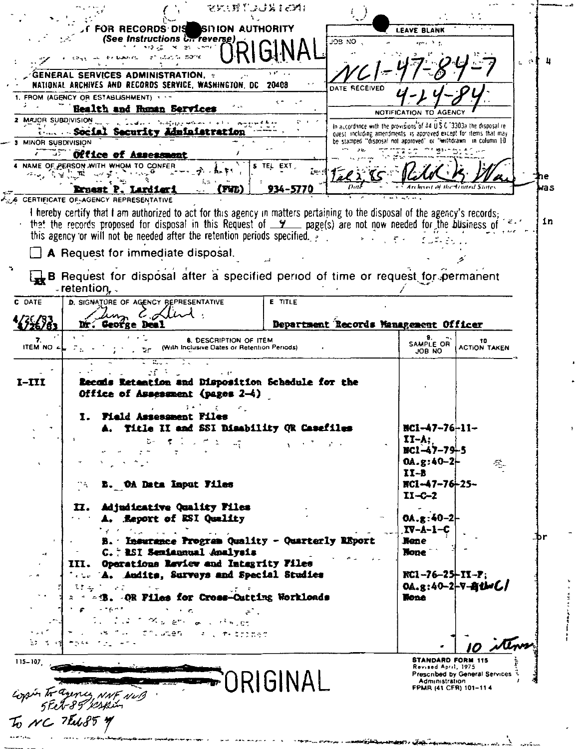# REQUEST FOR RECORDS DISPOSITION AUTHORITY

(See Instructions on reverse)

ORIGINAL

**LEAVE BLANK**

JOB NO: NC1-47-84-7

DATE RECEIVED: 4-24-84

GENERAL SERVICES ADMINISTRATION,
NATIONAL ARCHIVES AND RECORDS SERVICE, WASHINGTON, DC 20408

1. FROM (AGENCY OR ESTABLISHMENT): Health and Human Services

2. MAJOR SUBDIVISION: Social Security Administration

3. MINOR SUBDIVISION: Office of Assessment

4. NAME OF PERSON WITH WHOM TO CONFER: Ernest P. Lardieri (FWD)

5. TEL EXT: 934-5770

**NOTIFICATION TO AGENCY**

In accordance with the provisions of 44 U.S.C. 3303a the disposal request including amendments is approved except for items that may be stamped "disposal not approved" or "withdrawn" in column 10

Date: Feb 2, 85 — Archivist of the United States

6. CERTIFICATE OF AGENCY REPRESENTATIVE

I hereby certify that I am authorized to act for this agency in matters pertaining to the disposal of the agency's records; that the records proposed for disposal in this Request of 4 page(s) are not now needed for the business of this agency or will not be needed after the retention periods specified.

☐ A Request for immediate disposal.

☒ B Request for disposal after a specified period of time or request for permanent retention.

| C. DATE | D. SIGNATURE OF AGENCY REPRESENTATIVE | E. TITLE |
|---|---|---|
| 4/26/83 | Dr. George Deal | Department Records Management Officer |

| 7. ITEM NO | 8. DESCRIPTION OF ITEM (With Inclusive Dates or Retention Periods) | 9. SAMPLE OR JOB NO | 10. ACTION TAKEN |
|---|---|---|---|
| I-III | Records Retention and Disposition Schedule for the Office of Assessment (pages 2-4) | | |
| | I. Field Assessment Files | | |
| | A. Title II and SSI Disability QR Casefiles | NC1-47-76-11-II-A; NC1-47-79-5 OA.g:40-2-II-B | |
| | B. OA Data Input Files | NC1-47-76-25-II-C-2 | |
| | II. Adjudicative Quality Files | | |
| | A. Report of RSI Quality | OA.g:40-2-IV-A-1-C | |
| | B. Insurance Program Quality - Quarterly REport | None | |
| | C. RSI Semiannual Analysis | None | |
| | III. Operations Review and Integrity Files | | |
| | A. Audits, Surveys and Special Studies | NC1-76-25-II-F; OA.g:40-2-V-B thru C1 | |
| | B. OR Files for Cross-Cutting Workloads | None | |
| | | | 10 items |

115-107

ORIGINAL

STANDARD FORM 115
Revised April, 1975
Prescribed by General Services Administration
FPMR (41 CFR) 101-11.4

Copies to agency, NNF, NNB 5 Feb 85

To NC 7 Feb 85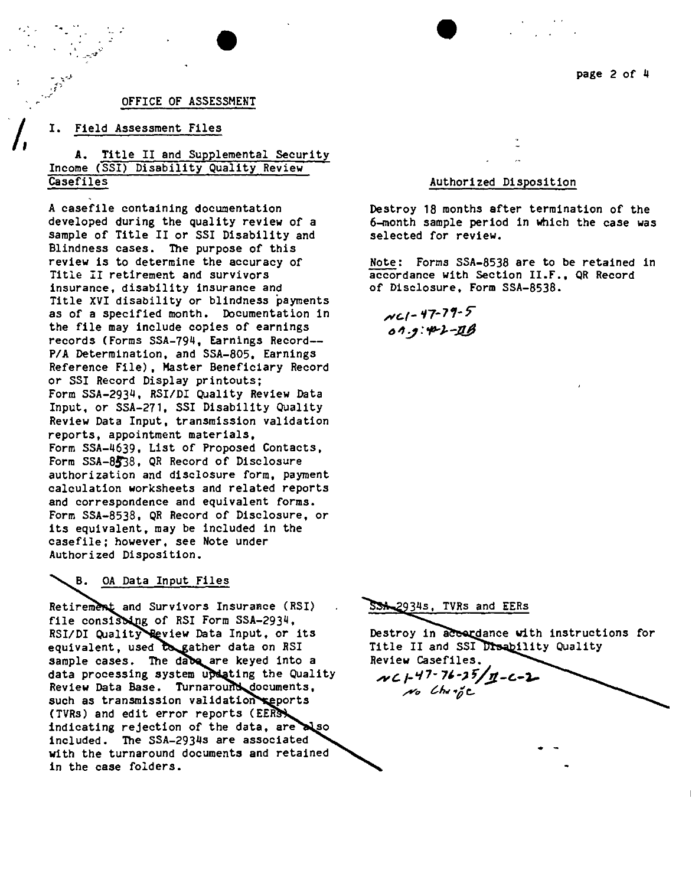## OFFICE OF ASSESSMENT

### I. Field Assessment Files

| | Authorized Disposition |
|---|---|
| **A. Title II and Supplemental Security Income (SSI) Disability Quality Review Casefiles**<br><br>A casefile containing documentation developed during the quality review of a sample of Title II or SSI Disability and Blindness cases. The purpose of this review is to determine the accuracy of Title II retirement and survivors insurance, disability insurance and Title XVI disability or blindness payments as of a specified month. Documentation in the file may include copies of earnings records (Forms SSA-794, Earnings Record--P/A Determination, and SSA-805, Earnings Reference File), Master Beneficiary Record or SSI Record Display printouts; Form SSA-2934, RSI/DI Quality Review Data Input, or SSA-271, SSI Disability Quality Review Data Input, transmission validation reports, appointment materials, Form SSA-4639, List of Proposed Contacts, Form SSA-8538, QR Record of Disclosure authorization and disclosure form, payment calculation worksheets and related reports and correspondence and equivalent forms. Form SSA-8538, QR Record of Disclosure, or its equivalent, may be included in the casefile; however, see Note under Authorized Disposition. | Destroy 18 months after termination of the 6-month sample period in which the case was selected for review.<br><br>Note: Forms SSA-8538 are to be retained in accordance with Section II.F., QR Record of Disclosure, Form SSA-8538.<br><br>NC1-47-79-5<br>01.9:4-2-IIB |
| **B. OA Data Input Files**<br><br>Retirement and Survivors Insurance (RSI) file consisting of RSI Form SSA-2934, RSI/DI Quality Review Data Input, or its equivalent, used to gather data on RSI sample cases. The data are keyed into a data processing system updating the Quality Review Data Base. Turnaround documents, such as transmission validation reports (TVRs) and edit error reports (EERs) indicating rejection of the data, are also included. The SSA-2934s are associated with the turnaround documents and retained in the case folders. | SSA-2934s, TVRs and EERs<br><br>Destroy in accordance with instructions for Title II and SSI Disability Quality Review Casefiles.<br><br>NC1-47-76-25/II-C-2<br>No Change |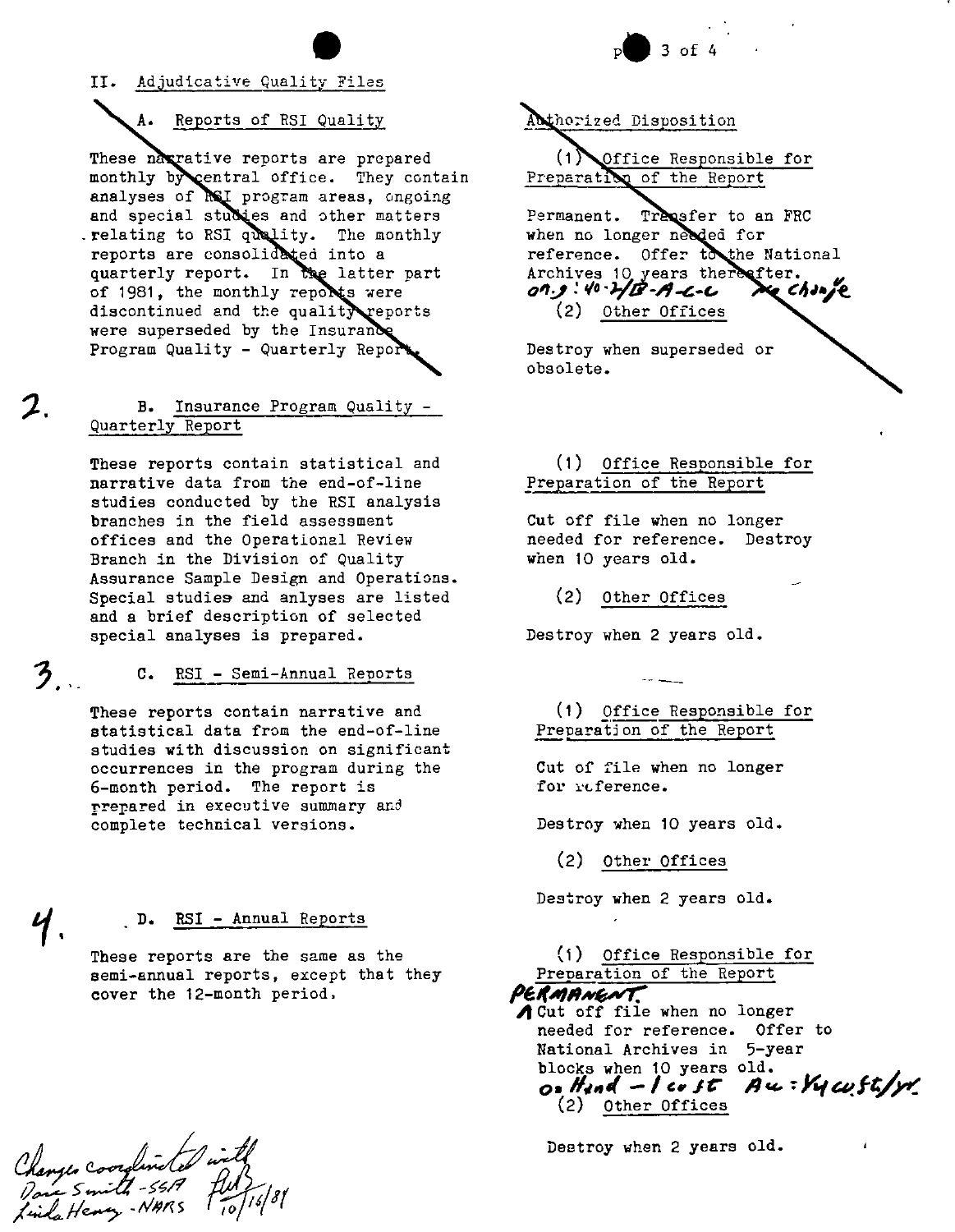II. Adjudicative Quality Files

| | Authorized Disposition |
|---|---|
| A. Reports of RSI Quality<br><br>These narrative reports are prepared monthly by central office. They contain analyses of RSI program areas, ongoing and special studies and other matters relating to RSI quality. The monthly reports are consolidated into a quarterly report. In the latter part of 1981, the monthly reports were discontinued and the quality reports were superseded by the Insurance Program Quality - Quarterly Report. | (1) Office Responsible for Preparation of the Report<br><br>Permanent. Transfer to an FRC when no longer needed for reference. Offer to the National Archives 10 years thereafter.<br>*orig: 40-2/B-A-c-c no change*<br><br>(2) Other Offices<br><br>Destroy when superseded or obsolete. |
| *2.* B. Insurance Program Quality - Quarterly Report<br><br>These reports contain statistical and narrative data from the end-of-line studies conducted by the RSI analysis branches in the field assessment offices and the Operational Review Branch in the Division of Quality Assurance Sample Design and Operations. Special studies and anlyses are listed and a brief description of selected special analyses is prepared. | (1) Office Responsible for Preparation of the Report<br><br>Cut off file when no longer needed for reference. Destroy when 10 years old.<br><br>(2) Other Offices<br><br>Destroy when 2 years old. |
| *3.* C. RSI - Semi-Annual Reports<br><br>These reports contain narrative and statistical data from the end-of-line studies with discussion on significant occurrences in the program during the 6-month period. The report is prepared in executive summary and complete technical versions. | (1) Office Responsible for Preparation of the Report<br><br>Cut off file when no longer for reference.<br><br>Destroy when 10 years old.<br><br>(2) Other Offices<br><br>Destroy when 2 years old. |
| *4.* D. RSI - Annual Reports<br><br>These reports are the same as the semi-annual reports, except that they cover the 12-month period. | (1) Office Responsible for Preparation of the Report<br><br>*PERMANENT.* Cut off file when no longer needed for reference. Offer to National Archives in 5-year blocks when 10 years old.<br>*On Hand - 1 cu ft Ac: 1/4 cu ft/yr.*<br><br>(2) Other Offices<br><br>Destroy when 2 years old. |

*Changes coordinated with Dave Smith - SSA Linda Henry - NARS FWB 10/16/81*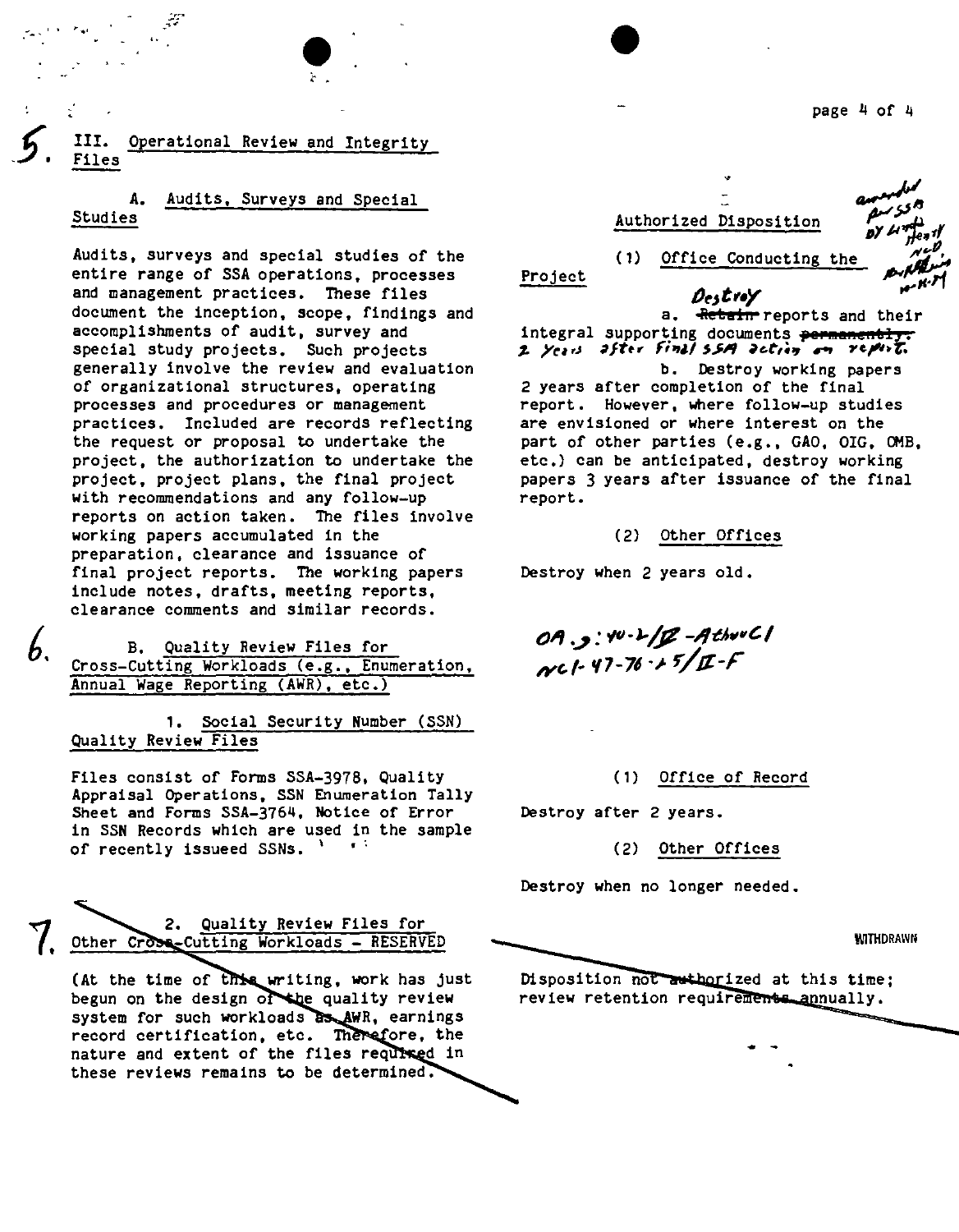5. III. Operational Review and Integrity Files

A. Audits, Surveys and Special Studies

Audits, surveys and special studies of the entire range of SSA operations, processes and management practices. These files document the inception, scope, findings and accomplishments of audit, survey and special study projects. Such projects generally involve the review and evaluation of organizational structures, operating processes and procedures or management practices. Included are records reflecting the request or proposal to undertake the project, the authorization to undertake the project, project plans, the final project with recommendations and any follow-up reports on action taken. The files involve working papers accumulated in the preparation, clearance and issuance of final project reports. The working papers include notes, drafts, meeting reports, clearance comments and similar records.

Authorized Disposition

*amended per SSA by Linda Henry and Bob Williams 10-11-79*

(1) Office Conducting the Project

a. ~~Retain~~ *Destroy* reports and their integral supporting documents ~~permanently.~~ *2 years after final SSA action on report.*

b. Destroy working papers 2 years after completion of the final report. However, where follow-up studies are envisioned or where interest on the part of other parties (e.g., GAO, OIG, OMB, etc.) can be anticipated, destroy working papers 3 years after issuance of the final report.

(2) Other Offices

Destroy when 2 years old.

*OA.9: 40-2/IV-AthwrC1 NC1-47-76-15/II-F*

6. B. Quality Review Files for Cross-Cutting Workloads (e.g., Enumeration, Annual Wage Reporting (AWR), etc.)

1. Social Security Number (SSN) Quality Review Files

Files consist of Forms SSA-3978, Quality Appraisal Operations, SSN Enumeration Tally Sheet and Forms SSA-3764, Notice of Error in SSN Records which are used in the sample of recently issueed SSNs.

(1) Office of Record

Destroy after 2 years.

(2) Other Offices

Destroy when no longer needed.

7. ~~2. Quality Review Files for Other Cross-Cutting Workloads - RESERVED~~

~~(At the time of this writing, work has just begun on the design of the quality review system for such workloads as AWR, earnings record certification, etc. Therefore, the nature and extent of the files required in these reviews remains to be determined.)~~

WITHDRAWN

~~Disposition not authorized at this time; review retention requirements annually.~~